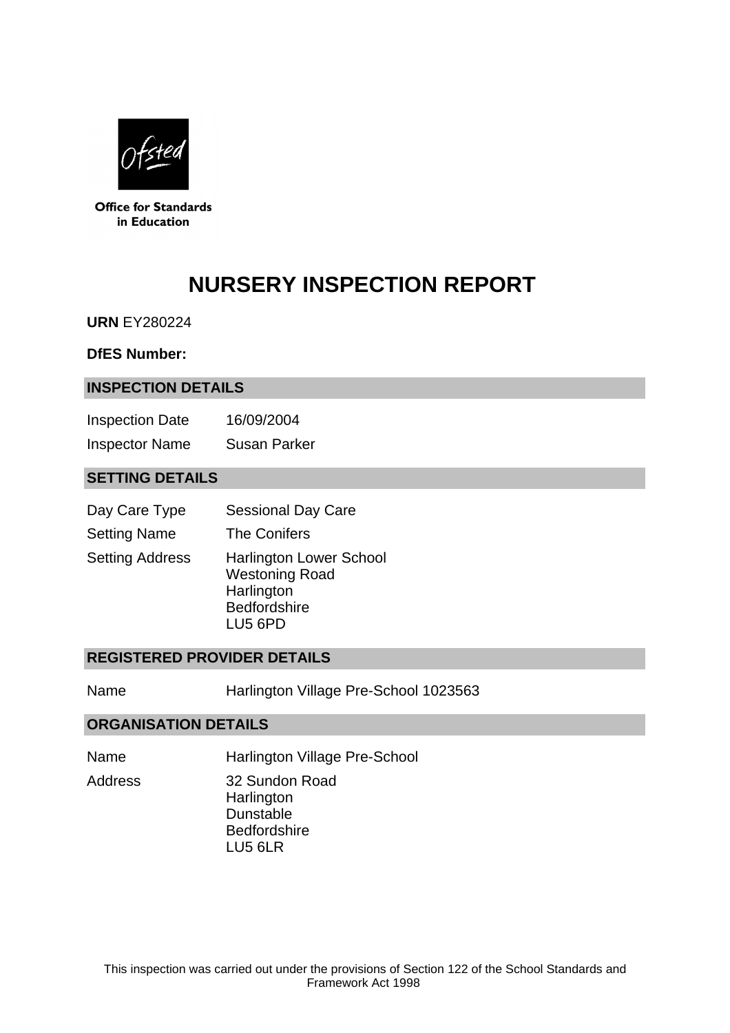Office for Standards in Education

# NURSERY INSPECTION REPORT

**URN** EY280224

**DfES Number:**

## INSPECTION DETAILS

| | |
|---|---|
| Inspection Date | 16/09/2004 |
| Inspector Name | Susan Parker |

## SETTING DETAILS

| | |
|---|---|
| Day Care Type | Sessional Day Care |
| Setting Name | The Conifers |
| Setting Address | Harlington Lower School<br>Westoning Road<br>Harlington<br>Bedfordshire<br>LU5 6PD |

## REGISTERED PROVIDER DETAILS

| | |
|---|---|
| Name | Harlington Village Pre-School 1023563 |

## ORGANISATION DETAILS

| | |
|---|---|
| Name | Harlington Village Pre-School |
| Address | 32 Sundon Road<br>Harlington<br>Dunstable<br>Bedfordshire<br>LU5 6LR |

This inspection was carried out under the provisions of Section 122 of the School Standards and Framework Act 1998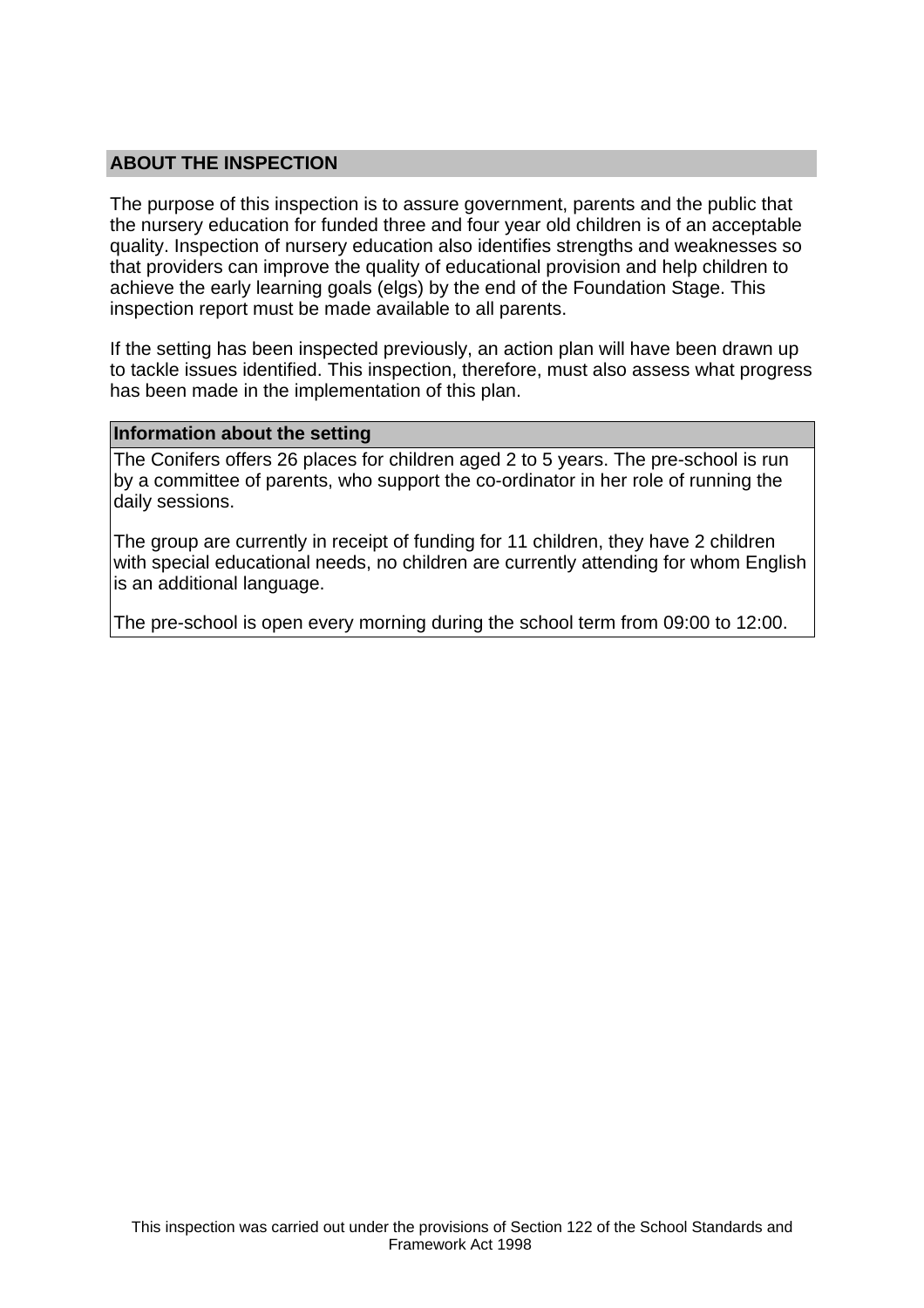## ABOUT THE INSPECTION

The purpose of this inspection is to assure government, parents and the public that the nursery education for funded three and four year old children is of an acceptable quality. Inspection of nursery education also identifies strengths and weaknesses so that providers can improve the quality of educational provision and help children to achieve the early learning goals (elgs) by the end of the Foundation Stage. This inspection report must be made available to all parents.

If the setting has been inspected previously, an action plan will have been drawn up to tackle issues identified. This inspection, therefore, must also assess what progress has been made in the implementation of this plan.

### Information about the setting

The Conifers offers 26 places for children aged 2 to 5 years. The pre-school is run by a committee of parents, who support the co-ordinator in her role of running the daily sessions.

The group are currently in receipt of funding for 11 children, they have 2 children with special educational needs, no children are currently attending for whom English is an additional language.

The pre-school is open every morning during the school term from 09:00 to 12:00.

This inspection was carried out under the provisions of Section 122 of the School Standards and Framework Act 1998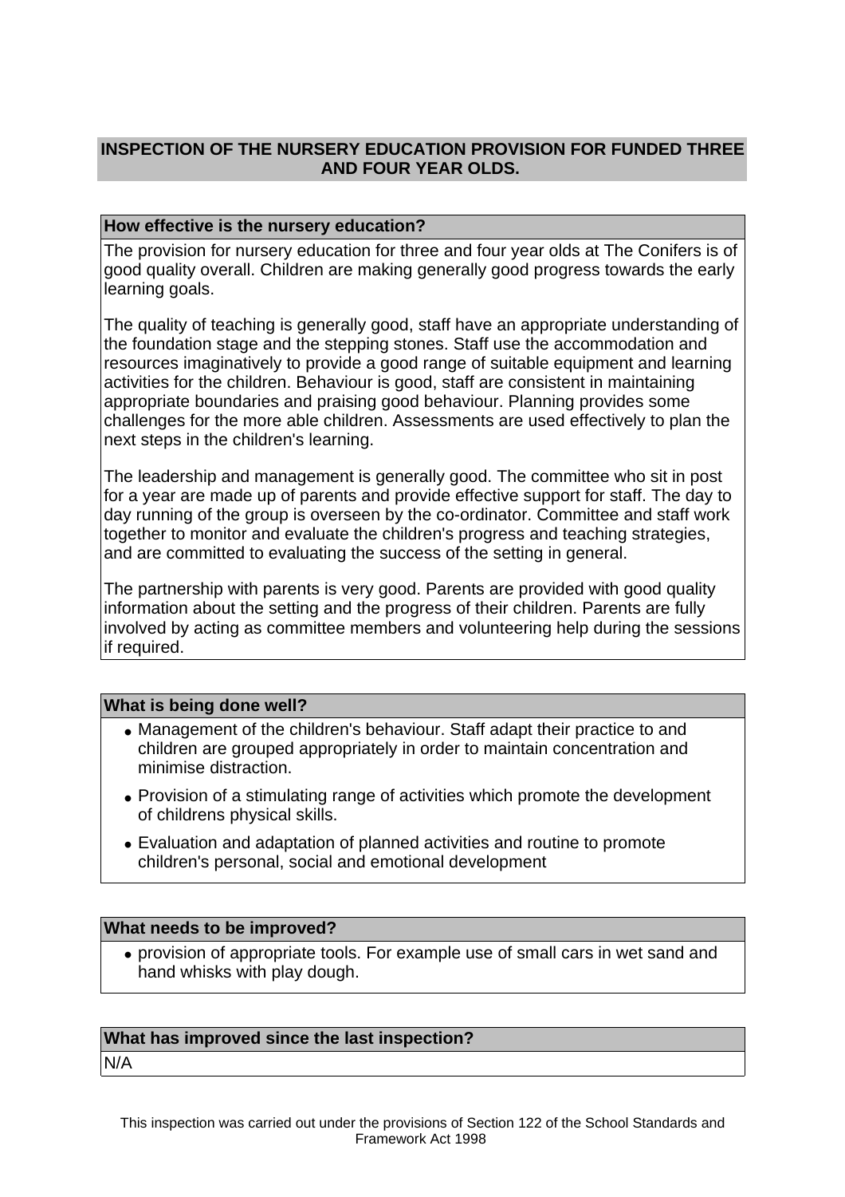## INSPECTION OF THE NURSERY EDUCATION PROVISION FOR FUNDED THREE AND FOUR YEAR OLDS.

### How effective is the nursery education?

The provision for nursery education for three and four year olds at The Conifers is of good quality overall. Children are making generally good progress towards the early learning goals.

The quality of teaching is generally good, staff have an appropriate understanding of the foundation stage and the stepping stones. Staff use the accommodation and resources imaginatively to provide a good range of suitable equipment and learning activities for the children. Behaviour is good, staff are consistent in maintaining appropriate boundaries and praising good behaviour. Planning provides some challenges for the more able children. Assessments are used effectively to plan the next steps in the children's learning.

The leadership and management is generally good. The committee who sit in post for a year are made up of parents and provide effective support for staff. The day to day running of the group is overseen by the co-ordinator. Committee and staff work together to monitor and evaluate the children's progress and teaching strategies, and are committed to evaluating the success of the setting in general.

The partnership with parents is very good. Parents are provided with good quality information about the setting and the progress of their children. Parents are fully involved by acting as committee members and volunteering help during the sessions if required.

### What is being done well?

- Management of the children's behaviour. Staff adapt their practice to and children are grouped appropriately in order to maintain concentration and minimise distraction.
- Provision of a stimulating range of activities which promote the development of childrens physical skills.
- Evaluation and adaptation of planned activities and routine to promote children's personal, social and emotional development

### What needs to be improved?

- provision of appropriate tools. For example use of small cars in wet sand and hand whisks with play dough.

### What has improved since the last inspection?

N/A

This inspection was carried out under the provisions of Section 122 of the School Standards and Framework Act 1998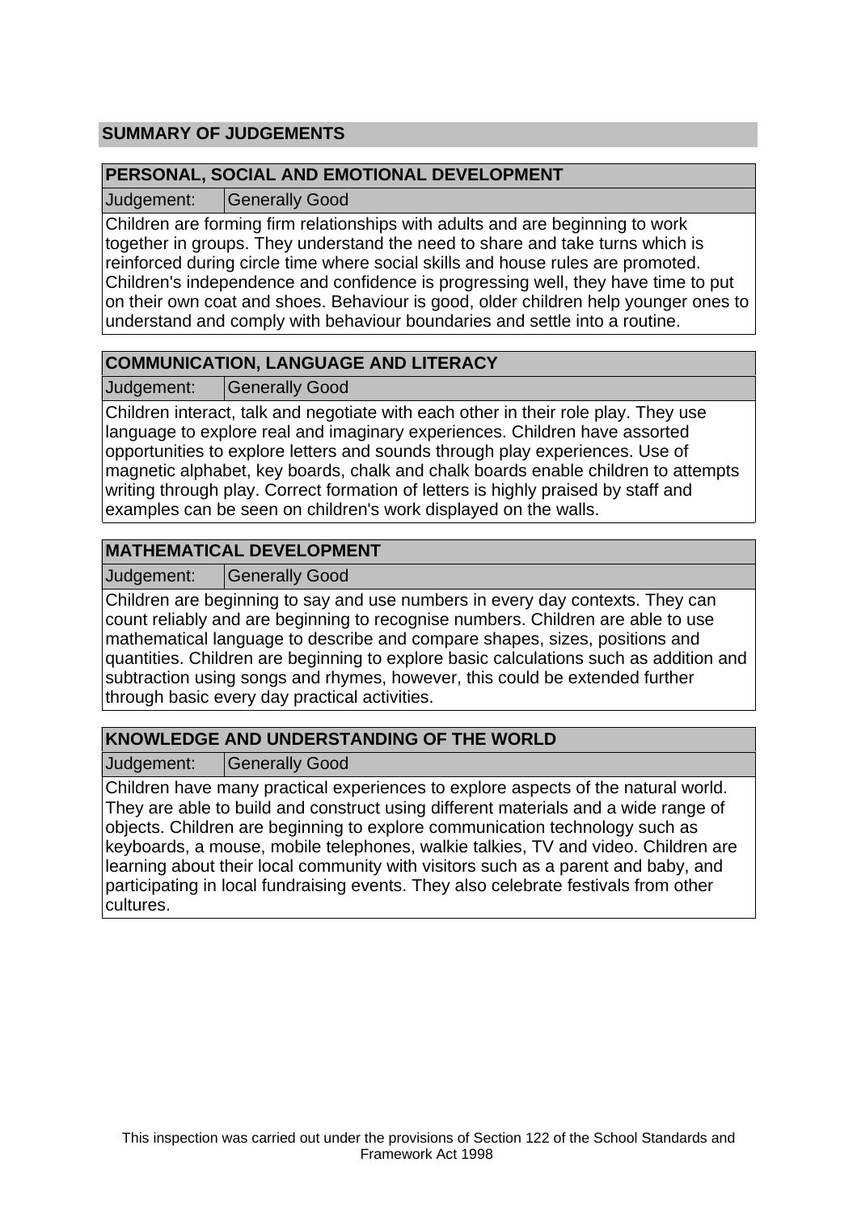## SUMMARY OF JUDGEMENTS

### PERSONAL, SOCIAL AND EMOTIONAL DEVELOPMENT

| Judgement: | Generally Good |
|---|---|

Children are forming firm relationships with adults and are beginning to work together in groups. They understand the need to share and take turns which is reinforced during circle time where social skills and house rules are promoted. Children's independence and confidence is progressing well, they have time to put on their own coat and shoes. Behaviour is good, older children help younger ones to understand and comply with behaviour boundaries and settle into a routine.

### COMMUNICATION, LANGUAGE AND LITERACY

| Judgement: | Generally Good |
|---|---|

Children interact, talk and negotiate with each other in their role play. They use language to explore real and imaginary experiences. Children have assorted opportunities to explore letters and sounds through play experiences. Use of magnetic alphabet, key boards, chalk and chalk boards enable children to attempts writing through play. Correct formation of letters is highly praised by staff and examples can be seen on children's work displayed on the walls.

### MATHEMATICAL DEVELOPMENT

| Judgement: | Generally Good |
|---|---|

Children are beginning to say and use numbers in every day contexts. They can count reliably and are beginning to recognise numbers. Children are able to use mathematical language to describe and compare shapes, sizes, positions and quantities. Children are beginning to explore basic calculations such as addition and subtraction using songs and rhymes, however, this could be extended further through basic every day practical activities.

### KNOWLEDGE AND UNDERSTANDING OF THE WORLD

| Judgement: | Generally Good |
|---|---|

Children have many practical experiences to explore aspects of the natural world. They are able to build and construct using different materials and a wide range of objects. Children are beginning to explore communication technology such as keyboards, a mouse, mobile telephones, walkie talkies, TV and video. Children are learning about their local community with visitors such as a parent and baby, and participating in local fundraising events. They also celebrate festivals from other cultures.

This inspection was carried out under the provisions of Section 122 of the School Standards and Framework Act 1998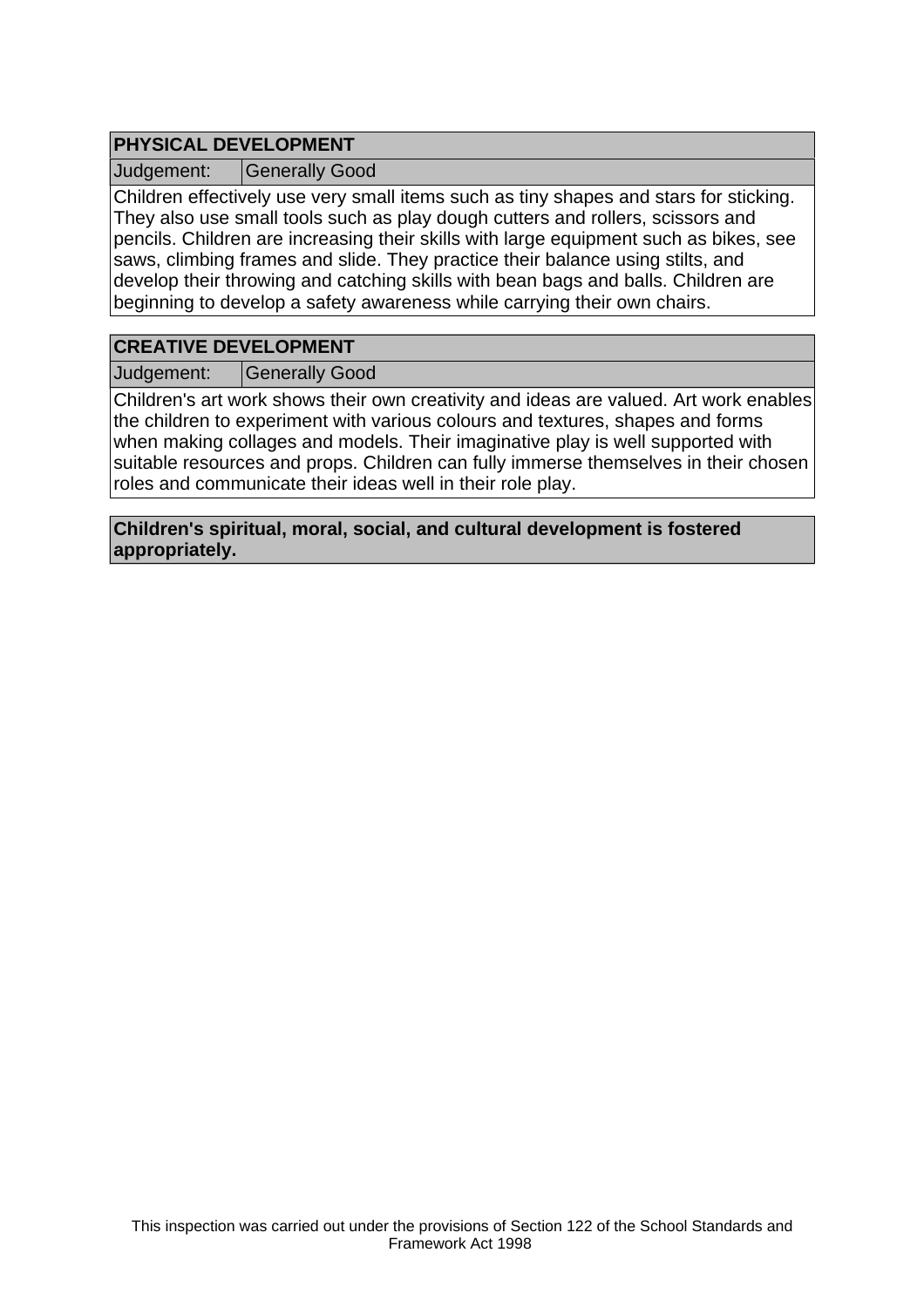## PHYSICAL DEVELOPMENT

| Judgement: | Generally Good |
|---|---|

Children effectively use very small items such as tiny shapes and stars for sticking. They also use small tools such as play dough cutters and rollers, scissors and pencils. Children are increasing their skills with large equipment such as bikes, see saws, climbing frames and slide. They practice their balance using stilts, and develop their throwing and catching skills with bean bags and balls. Children are beginning to develop a safety awareness while carrying their own chairs.

## CREATIVE DEVELOPMENT

| Judgement: | Generally Good |
|---|---|

Children's art work shows their own creativity and ideas are valued. Art work enables the children to experiment with various colours and textures, shapes and forms when making collages and models. Their imaginative play is well supported with suitable resources and props. Children can fully immerse themselves in their chosen roles and communicate their ideas well in their role play.

**Children's spiritual, moral, social, and cultural development is fostered appropriately.**

This inspection was carried out under the provisions of Section 122 of the School Standards and Framework Act 1998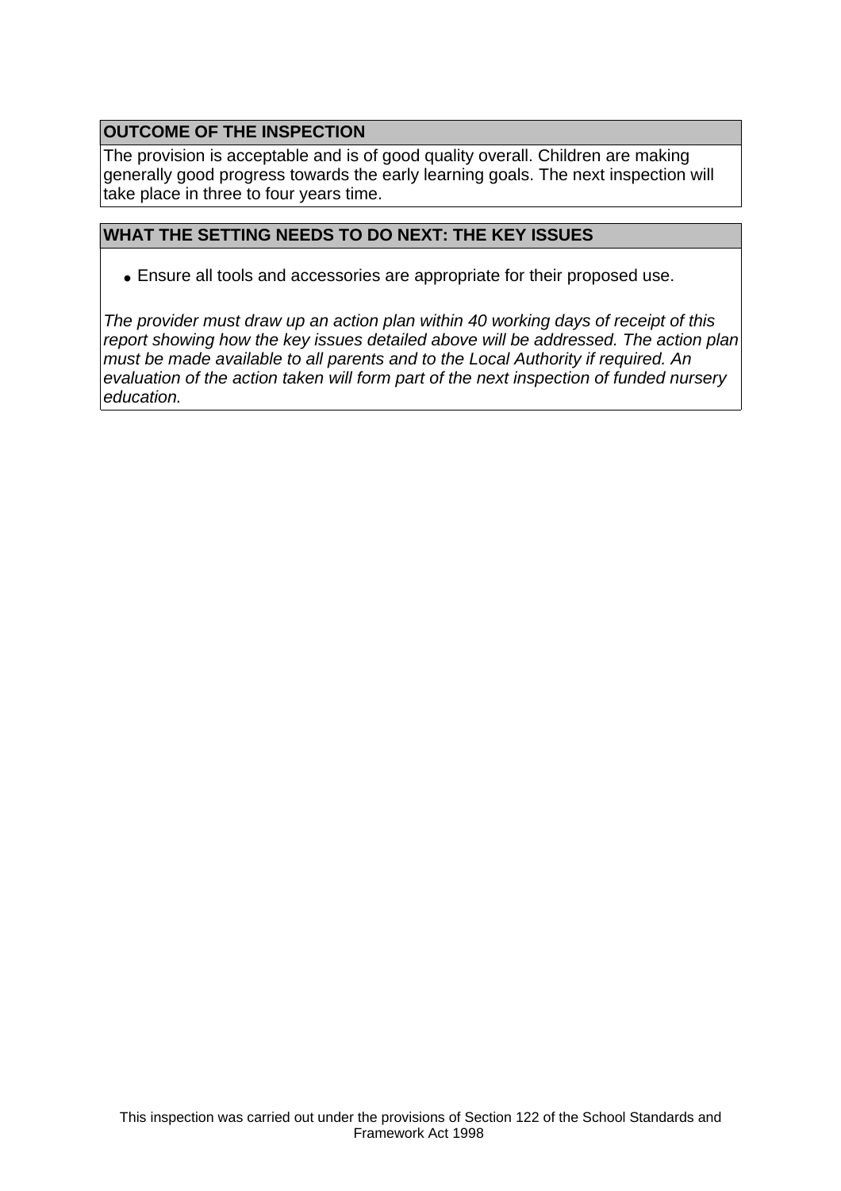## OUTCOME OF THE INSPECTION

The provision is acceptable and is of good quality overall. Children are making generally good progress towards the early learning goals. The next inspection will take place in three to four years time.

## WHAT THE SETTING NEEDS TO DO NEXT: THE KEY ISSUES

- Ensure all tools and accessories are appropriate for their proposed use.

*The provider must draw up an action plan within 40 working days of receipt of this report showing how the key issues detailed above will be addressed. The action plan must be made available to all parents and to the Local Authority if required. An evaluation of the action taken will form part of the next inspection of funded nursery education.*

This inspection was carried out under the provisions of Section 122 of the School Standards and Framework Act 1998